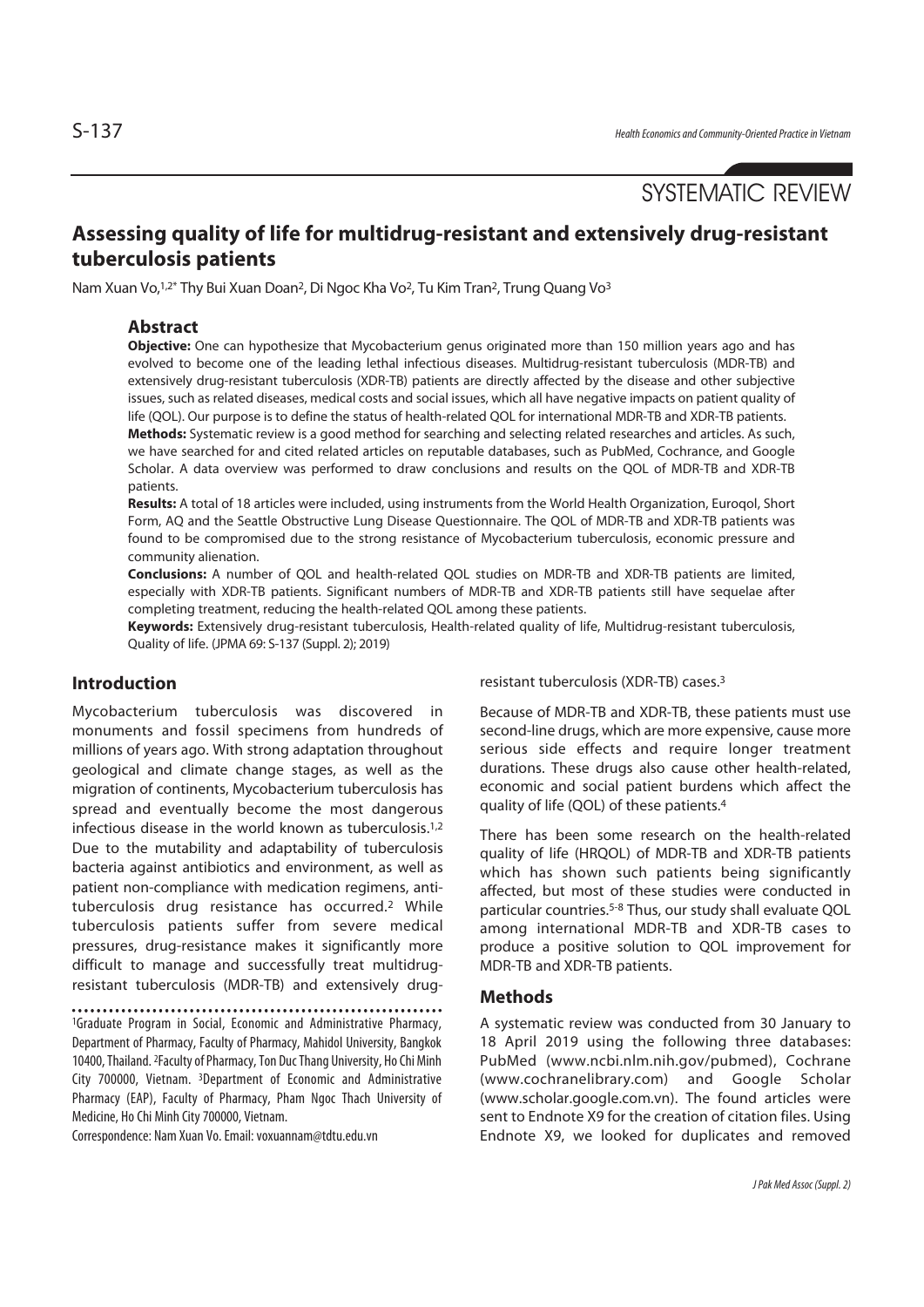SYSTEMATIC REVIEW

# Assessing quality of life for multidrug-resistant and extensively drug-resistant tuberculosis patients

Nam Xuan Vo,[1,2*] Thy Bui Xuan Doan[2], Di Ngoc Kha Vo[2], Tu Kim Tran[2], Trung Quang Vo[3]

## Abstract

**Objective:** One can hypothesize that Mycobacterium genus originated more than 150 million years ago and has evolved to become one of the leading lethal infectious diseases. Multidrug-resistant tuberculosis (MDR-TB) and extensively drug-resistant tuberculosis (XDR-TB) patients are directly affected by the disease and other subjective issues, such as related diseases, medical costs and social issues, which all have negative impacts on patient quality of life (QOL). Our purpose is to define the status of health-related QOL for international MDR-TB and XDR-TB patients.

**Methods:** Systematic review is a good method for searching and selecting related researches and articles. As such, we have searched for and cited related articles on reputable databases, such as PubMed, Cochrance, and Google Scholar. A data overview was performed to draw conclusions and results on the QOL of MDR-TB and XDR-TB patients.

**Results:** A total of 18 articles were included, using instruments from the World Health Organization, Euroqol, Short Form, AQ and the Seattle Obstructive Lung Disease Questionnaire. The QOL of MDR-TB and XDR-TB patients was found to be compromised due to the strong resistance of Mycobacterium tuberculosis, economic pressure and community alienation.

**Conclusions:** A number of QOL and health-related QOL studies on MDR-TB and XDR-TB patients are limited, especially with XDR-TB patients. Significant numbers of MDR-TB and XDR-TB patients still have sequelae after completing treatment, reducing the health-related QOL among these patients.

**Keywords:** Extensively drug-resistant tuberculosis, Health-related quality of life, Multidrug-resistant tuberculosis, Quality of life. (JPMA 69: S-137 (Suppl. 2); 2019)

## Introduction

Mycobacterium tuberculosis was discovered in monuments and fossil specimens from hundreds of millions of years ago. With strong adaptation throughout geological and climate change stages, as well as the migration of continents, Mycobacterium tuberculosis has spread and eventually become the most dangerous infectious disease in the world known as tuberculosis.[1,2] Due to the mutability and adaptability of tuberculosis bacteria against antibiotics and environment, as well as patient non-compliance with medication regimens, anti-tuberculosis drug resistance has occurred.[2] While tuberculosis patients suffer from severe medical pressures, drug-resistance makes it significantly more difficult to manage and successfully treat multidrug-resistant tuberculosis (MDR-TB) and extensively drug-resistant tuberculosis (XDR-TB) cases.[3]

Because of MDR-TB and XDR-TB, these patients must use second-line drugs, which are more expensive, cause more serious side effects and require longer treatment durations. These drugs also cause other health-related, economic and social patient burdens which affect the quality of life (QOL) of these patients.[4]

There has been some research on the health-related quality of life (HRQOL) of MDR-TB and XDR-TB patients which has shown such patients being significantly affected, but most of these studies were conducted in particular countries.[5-8] Thus, our study shall evaluate QOL among international MDR-TB and XDR-TB cases to produce a positive solution to QOL improvement for MDR-TB and XDR-TB patients.

## Methods

A systematic review was conducted from 30 January to 18 April 2019 using the following three databases: PubMed (www.ncbi.nlm.nih.gov/pubmed), Cochrane (www.cochranelibrary.com) and Google Scholar (www.scholar.google.com.vn). The found articles were sent to Endnote X9 for the creation of citation files. Using Endnote X9, we looked for duplicates and removed

[1]Graduate Program in Social, Economic and Administrative Pharmacy, Department of Pharmacy, Faculty of Pharmacy, Mahidol University, Bangkok 10400, Thailand. [2]Faculty of Pharmacy, Ton Duc Thang University, Ho Chi Minh City 700000, Vietnam. [3]Department of Economic and Administrative Pharmacy (EAP), Faculty of Pharmacy, Pham Ngoc Thach University of Medicine, Ho Chi Minh City 700000, Vietnam.

Correspondence: Nam Xuan Vo. Email: voxuannam@tdtu.edu.vn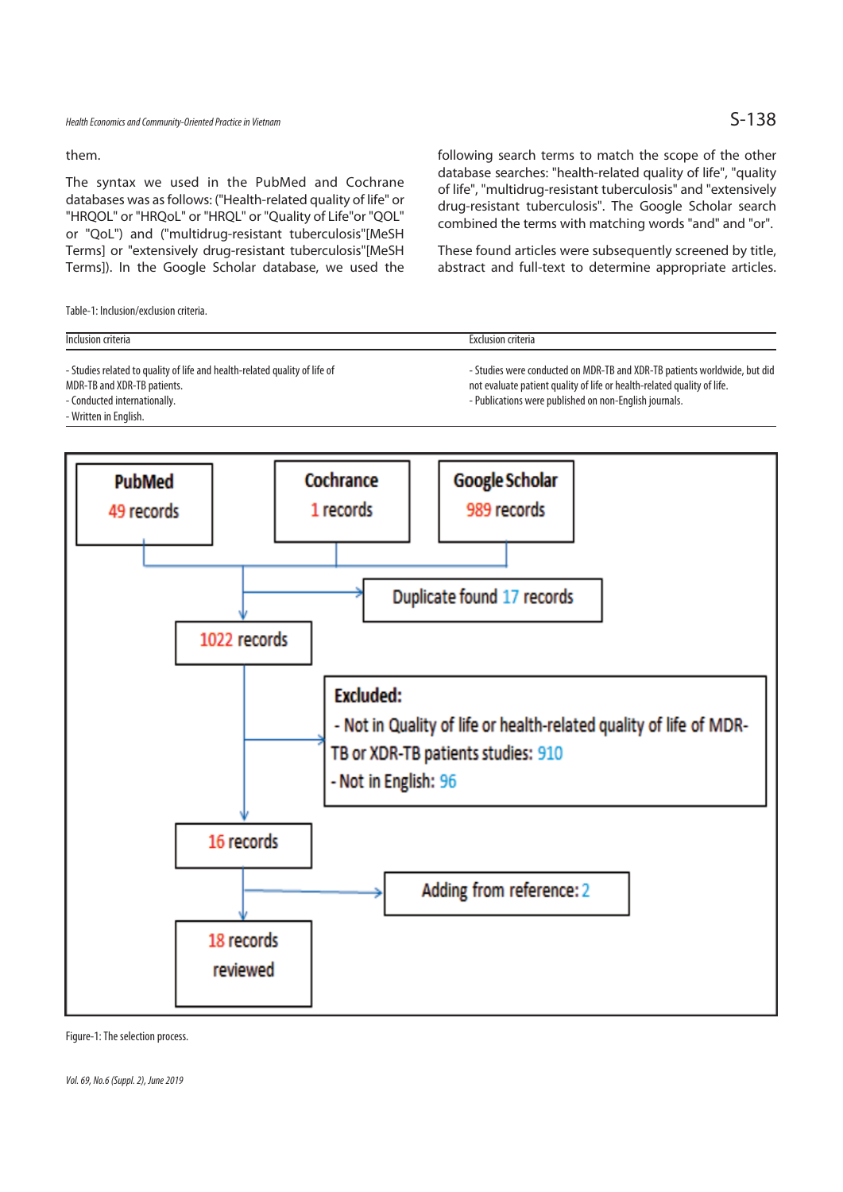them.

The syntax we used in the PubMed and Cochrane databases was as follows: ("Health-related quality of life" or "HRQOL" or "HRQoL" or "HRQL" or "Quality of Life"or "QOL" or "QoL") and ("multidrug-resistant tuberculosis"[MeSH Terms] or "extensively drug-resistant tuberculosis"[MeSH Terms]). In the Google Scholar database, we used the following search terms to match the scope of the other database searches: "health-related quality of life", "quality of life", "multidrug-resistant tuberculosis" and "extensively drug-resistant tuberculosis". The Google Scholar search combined the terms with matching words "and" and "or".

These found articles were subsequently screened by title, abstract and full-text to determine appropriate articles.

Table-1: Inclusion/exclusion criteria.

| Inclusion criteria | Exclusion criteria |
|---|---|
| - Studies related to quality of life and health-related quality of life of MDR-TB and XDR-TB patients.<br>- Conducted internationally.<br>- Written in English. | - Studies were conducted on MDR-TB and XDR-TB patients worldwide, but did not evaluate patient quality of life or health-related quality of life.<br>- Publications were published on non-English journals. |

PubMed 49 records; Cochrane 1 records; Google Scholar 989 records

Duplicate found 17 records

1022 records

Excluded:
- Not in Quality of life or health-related quality of life of MDR-TB or XDR-TB patients studies: 910
- Not in English: 96

16 records

Adding from reference: 2

18 records reviewed

Figure-1: The selection process.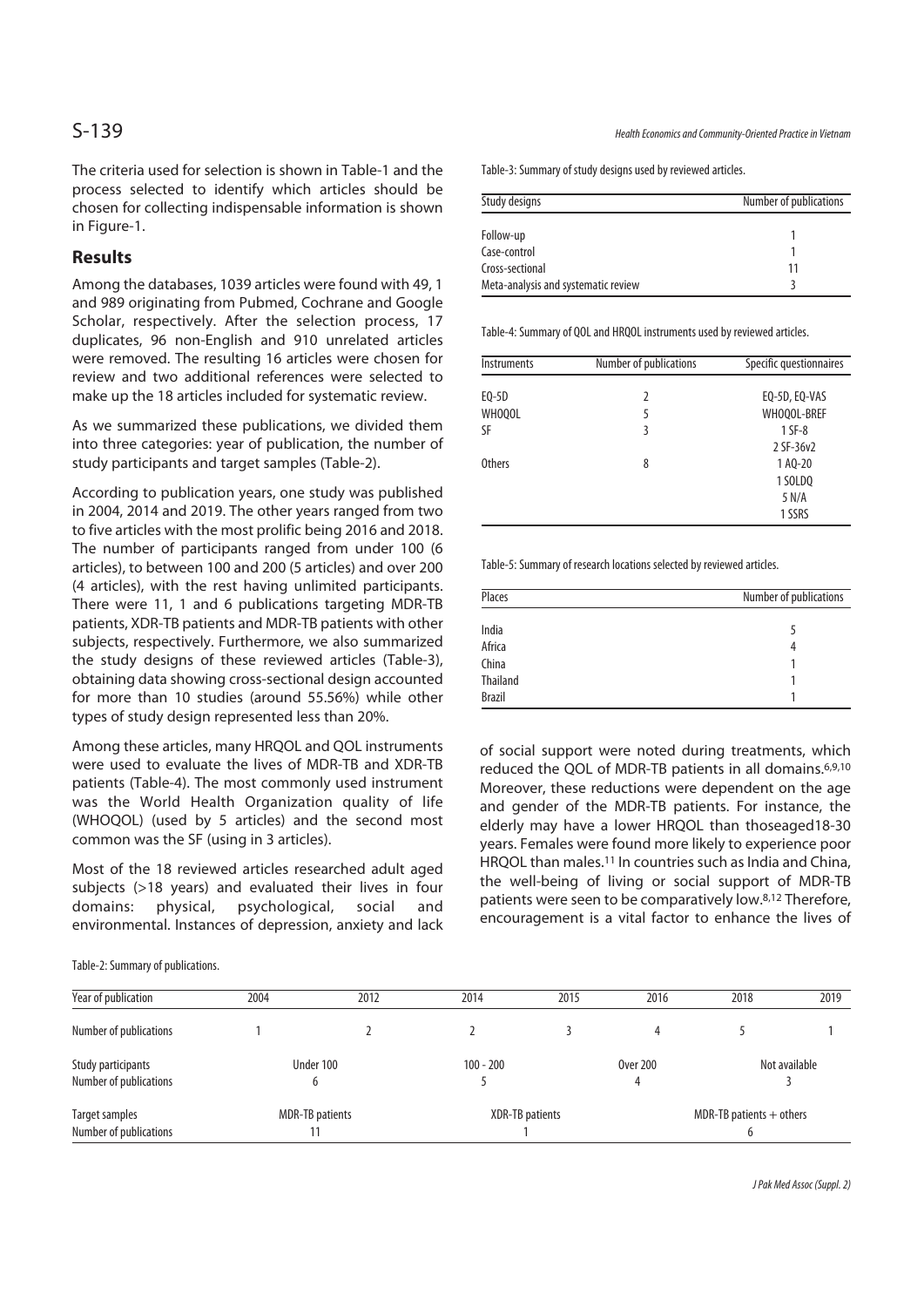The criteria used for selection is shown in Table-1 and the process selected to identify which articles should be chosen for collecting indispensable information is shown in Figure-1.

## Results

Among the databases, 1039 articles were found with 49, 1 and 989 originating from Pubmed, Cochrane and Google Scholar, respectively. After the selection process, 17 duplicates, 96 non-English and 910 unrelated articles were removed. The resulting 16 articles were chosen for review and two additional references were selected to make up the 18 articles included for systematic review.

As we summarized these publications, we divided them into three categories: year of publication, the number of study participants and target samples (Table-2).

According to publication years, one study was published in 2004, 2014 and 2019. The other years ranged from two to five articles with the most prolific being 2016 and 2018. The number of participants ranged from under 100 (6 articles), to between 100 and 200 (5 articles) and over 200 (4 articles), with the rest having unlimited participants. There were 11, 1 and 6 publications targeting MDR-TB patients, XDR-TB patients and MDR-TB patients with other subjects, respectively. Furthermore, we also summarized the study designs of these reviewed articles (Table-3), obtaining data showing cross-sectional design accounted for more than 10 studies (around 55.56%) while other types of study design represented less than 20%.

Among these articles, many HRQOL and QOL instruments were used to evaluate the lives of MDR-TB and XDR-TB patients (Table-4). The most commonly used instrument was the World Health Organization quality of life (WHOQOL) (used by 5 articles) and the second most common was the SF (using in 3 articles).

Most of the 18 reviewed articles researched adult aged subjects (>18 years) and evaluated their lives in four domains: physical, psychological, social and environmental. Instances of depression, anxiety and lack of social support were noted during treatments, which reduced the QOL of MDR-TB patients in all domains.[6,9,10] Moreover, these reductions were dependent on the age and gender of the MDR-TB patients. For instance, the elderly may have a lower HRQOL than thoseaged18-30 years. Females were found more likely to experience poor HRQOL than males.[11] In countries such as India and China, the well-being of living or social support of MDR-TB patients were seen to be comparatively low.[8,12] Therefore, encouragement is a vital factor to enhance the lives of

Table-3: Summary of study designs used by reviewed articles.

| Study designs | Number of publications |
|---|---|
| Follow-up | 1 |
| Case-control | 1 |
| Cross-sectional | 11 |
| Meta-analysis and systematic review | 3 |

Table-4: Summary of QOL and HRQOL instruments used by reviewed articles.

| Instruments | Number of publications | Specific questionnaires |
|---|---|---|
| EQ-5D | 2 | EQ-5D, EQ-VAS |
| WHOQOL | 5 | WHOQOL-BREF |
| SF | 3 | 1 SF-8<br>2 SF-36v2 |
| Others | 8 | 1 AQ-20<br>1 SOLDQ<br>5 N/A<br>1 SSRS |

Table-5: Summary of research locations selected by reviewed articles.

| Places | Number of publications |
|---|---|
| India | 5 |
| Africa | 4 |
| China | 1 |
| Thailand | 1 |
| Brazil | 1 |

Table-2: Summary of publications.

| Year of publication | 2004 | 2012 | 2014 | 2015 | 2016 | 2018 | 2019 |
|---|---|---|---|---|---|---|---|
| Number of publications | 1 | 2 | 2 | 3 | 4 | 5 | 1 |
| Study participants | Under 100 | | 100 - 200 | | Over 200 | Not available | |
| Number of publications | 6 | | 5 | | 4 | 3 | |
| Target samples | MDR-TB patients | | XDR-TB patients | | MDR-TB patients + others | | |
| Number of publications | 11 | | 1 | | 6 | | |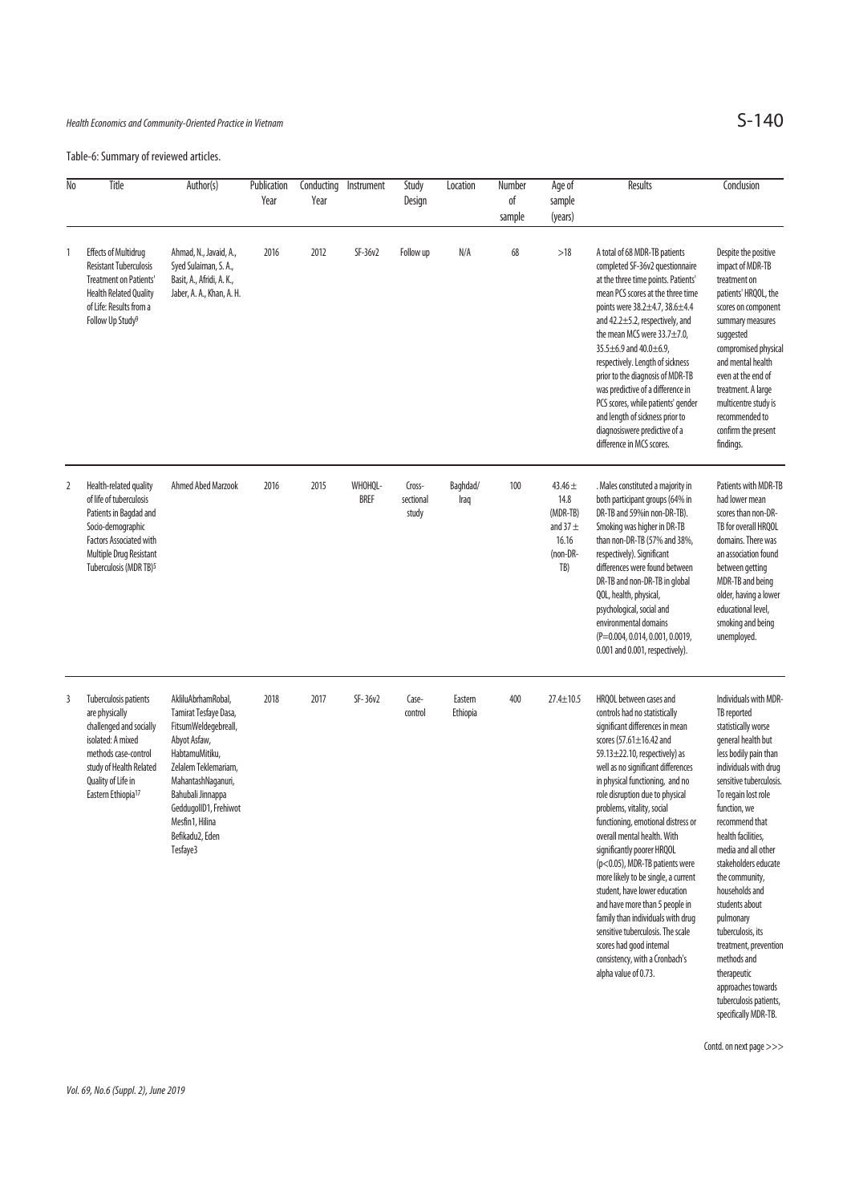Table-6: Summary of reviewed articles.

| No | Title | Author(s) | Publication Year | Conducting Year | Instrument | Study Design | Location | Number of sample | Age of sample (years) | Results | Conclusion |
|---|---|---|---|---|---|---|---|---|---|---|---|
| 1 | Effects of Multidrug Resistant Tuberculosis Treatment on Patients' Health Related Quality of Life: Results from a Follow Up Study[9] | Ahmad, N., Javaid, A., Syed Sulaiman, S. A., Basit, A., Afridi, A. K., Jaber, A. A., Khan, A. H. | 2016 | 2012 | SF-36v2 | Follow up | N/A | 68 | >18 | A total of 68 MDR-TB patients completed SF-36v2 questionnaire at the three time points. Patients' mean PCS scores at the three time points were 38.2±4.7, 38.6±4.4 and 42.2±5.2, respectively, and the mean MCS were 33.7±7.0, 35.5±6.9 and 40.0±6.9, respectively. Length of sickness prior to the diagnosis of MDR-TB was predictive of a difference in PCS scores, while patients' gender and length of sickness prior to diagnosiswere predictive of a difference in MCS scores. | Despite the positive impact of MDR-TB treatment on patients' HRQOL, the scores on component summary measures suggested compromised physical and mental health even at the end of treatment. A large multicentre study is recommended to confirm the present findings. |
| 2 | Health-related quality of life of tuberculosis Patients in Bagdad and Socio-demographic Factors Associated with Multiple Drug Resistant Tuberculosis (MDR TB)[5] | Ahmed Abed Marzook | 2016 | 2015 | WHOHQL-BREF | Cross-sectional study | Baghdad/ Iraq | 100 | 43.46 ± 14.8 (MDR-TB) and 37 ± 16.16 (non-DR-TB) | . Males constituted a majority in both participant groups (64% in DR-TB and 59%in non-DR-TB). Smoking was higher in DR-TB than non-DR-TB (57% and 38%, respectively). Significant differences were found between DR-TB and non-DR-TB in global QOL, health, physical, psychological, social and environmental domains (P=0.004, 0.014, 0.001, 0.0019, 0.001 and 0.001, respectively). | Patients with MDR-TB had lower mean scores than non-DR-TB for overall HRQOL domains. There was an association found between getting MDR-TB and being older, having a lower educational level, smoking and being unemployed. |
| 3 | Tuberculosis patients are physically challenged and socially isolated: A mixed methods case-control study of Health Related Quality of Life in Eastern Ethiopia[17] | AkliluAbrhamRobal, Tamirat Tesfaye Dasa, FitsumWeldegebreall, Abyot Asfaw, HabtamuMitiku, Zelalem Teklemariam, MahantashNaganuri, Bahubali Jinnappa GeddugolID1, Frehiwot Mesfin1, Hilina Befikadu2, Eden Tesfaye3 | 2018 | 2017 | SF- 36v2 | Case-control | Eastern Ethiopia | 400 | 27.4±10.5 | HRQOL between cases and controls had no statistically significant differences in mean scores (57.61±16.42 and 59.13±22.10, respectively) as well as no significant differences in physical functioning, and no role disruption due to physical problems, vitality, social functioning, emotional distress or overall mental health. With significantly poorer HRQOL (p<0.05), MDR-TB patients were more likely to be single, a current student, have lower education and have more than 5 people in family than individuals with drug sensitive tuberculosis. The scale scores had good internal consistency, with a Cronbach's alpha value of 0.73. | Individuals with MDR-TB reported statistically worse general health but less bodily pain than individuals with drug sensitive tuberculosis. To regain lost role function, we recommend that health facilities, media and all other stakeholders educate the community, households and students about pulmonary tuberculosis, its treatment, prevention methods and therapeutic approaches towards tuberculosis patients, specifically MDR-TB. |

Contd. on next page >>>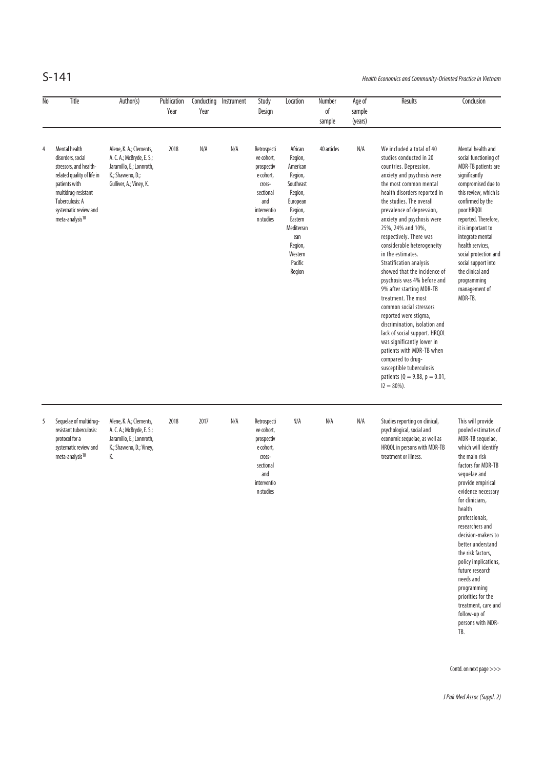| No | Title | Author(s) | Publication Year | Conducting Year | Instrument | Study Design | Location | Number of sample | Age of sample (years) | Results | Conclusion |
|---|---|---|---|---|---|---|---|---|---|---|---|
| 4 | Mental health disorders, social stressors, and health-related quality of life in patients with multidrug-resistant Tuberculosis: A systematic review and meta-analysis[10] | Alene, K. A.; Clements, A. C. A.; McBryde, E. S.; Jaramillo, E.; Lonnroth, K.; Shaweno, D.; Gulliver, A.; Viney, K. | 2018 | N/A | N/A | Retrospective cohort, prospective cohort, cross-sectional and intervention studies | African Region, American Region, Southeast Region, European Region, Eastern Mediterranean Region, Western Pacific Region | 40 articles | N/A | We included a total of 40 studies conducted in 20 countries. Depression, anxiety and psychosis were the most common mental health disorders reported in the studies. The overall prevalence of depression, anxiety and psychosis were 25%, 24% and 10%, respectively. There was considerable heterogeneity in the estimates. Stratification analysis showed that the incidence of psychosis was 4% before and 9% after starting MDR-TB treatment. The most common social stressors reported were stigma, discrimination, isolation and lack of social support. HRQOL was significantly lower in patients with MDR-TB when compared to drug-susceptible tuberculosis patients ($Q = 9.88$, $p = 0.01$, $I2 = 80\%$). | Mental health and social functioning of MDR-TB patients are significantly compromised due to this review, which is confirmed by the poor HRQOL reported. Therefore, it is important to integrate mental health services, social protection and social support into the clinical and programming management of MDR-TB. |
| 5 | Sequelae of multidrug-resistant tuberculosis: protocol for a systematic review and meta-analysis[10] | Alene, K. A.; Clements, A. C. A.; McBryde, E. S.; Jaramillo, E.; Lonnroth, K.; Shaweno, D.; Viney, K. | 2018 | 2017 | N/A | Retrospective cohort, prospective cohort, cross-sectional and intervention studies | N/A | N/A | N/A | Studies reporting on clinical, psychological, social and economic sequelae, as well as HRQOL in persons with MDR-TB treatment or illness. | This will provide pooled estimates of MDR-TB sequelae, which will identify the main risk factors for MDR-TB sequelae and provide empirical evidence necessary for clinicians, health professionals, researchers and decision-makers to better understand the risk factors, policy implications, future research needs and programming priorities for the treatment, care and follow-up of persons with MDR-TB. |

Contd. on next page >>>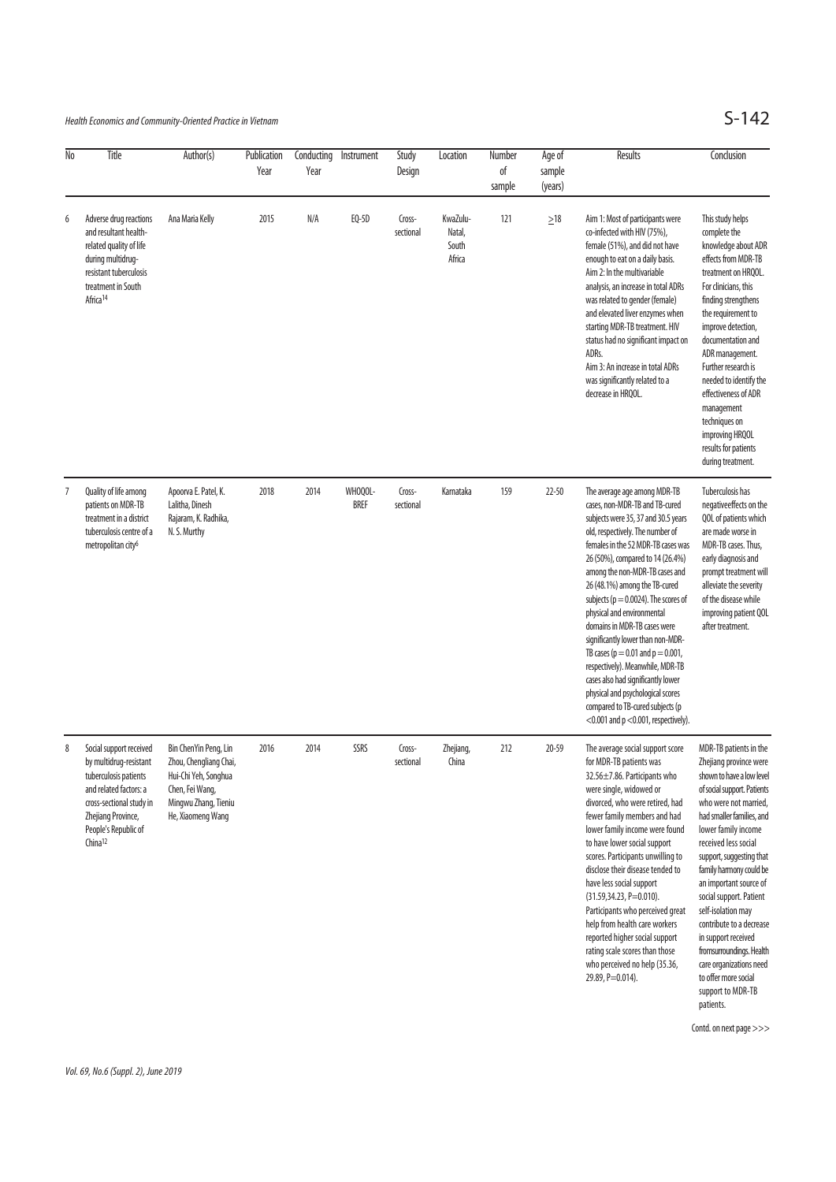| No | Title | Author(s) | Publication Year | Conducting Year | Instrument | Study Design | Location | Number of sample | Age of sample (years) | Results | Conclusion |
|---|---|---|---|---|---|---|---|---|---|---|---|
| 6 | Adverse drug reactions and resultant health-related quality of life during multidrug-resistant tuberculosis treatment in South Africa[14] | Ana Maria Kelly | 2015 | N/A | EQ-5D | Cross-sectional | KwaZulu-Natal, South Africa | 121 | ≥18 | Aim 1: Most of participants were co-infected with HIV (75%), female (51%), and did not have enough to eat on a daily basis. Aim 2: In the multivariable analysis, an increase in total ADRs was related to gender (female) and elevated liver enzymes when starting MDR-TB treatment. HIV status had no significant impact on ADRs. Aim 3: An increase in total ADRs was significantly related to a decrease in HRQOL. | This study helps complete the knowledge about ADR effects from MDR-TB treatment on HRQOL. For clinicians, this finding strengthens the requirement to improve detection, documentation and ADR management. Further research is needed to identify the effectiveness of ADR management techniques on improving HRQOL results for patients during treatment. |
| 7 | Quality of life among patients on MDR-TB treatment in a district tuberculosis centre of a metropolitan city[6] | Apoorva E. Patel, K. Lalitha, Dinesh Rajaram, K. Radhika, N. S. Murthy | 2018 | 2014 | WHOQOL-BREF | Cross-sectional | Karnataka | 159 | 22-50 | The average age among MDR-TB cases, non-MDR-TB and TB-cured subjects were 35, 37 and 30.5 years old, respectively. The number of females in the 52 MDR-TB cases was 26 (50%), compared to 14 (26.4%) among the non-MDR-TB cases and 26 (48.1%) among the TB-cured subjects ($p = 0.0024$). The scores of physical and environmental domains in MDR-TB cases were significantly lower than non-MDR-TB cases ($p = 0.01$ and $p = 0.001$, respectively). Meanwhile, MDR-TB cases also had significantly lower physical and psychological scores compared to TB-cured subjects ($p < 0.001$ and $p < 0.001$, respectively). | Tuberculosis has negativeeffects on the QOL of patients which are made worse in MDR-TB cases. Thus, early diagnosis and prompt treatment will alleviate the severity of the disease while improving patient QOL after treatment. |
| 8 | Social support received by multidrug-resistant tuberculosis patients and related factors: a cross-sectional study in Zhejiang Province, People's Republic of China[12] | Bin ChenYin Peng, Lin Zhou, Chengliang Chai, Hui-Chi Yeh, Songhua Chen, Fei Wang, Mingwu Zhang, Tieniu He, Xiaomeng Wang | 2016 | 2014 | SSRS | Cross-sectional | Zhejiang, China | 212 | 20-59 | The average social support score for MDR-TB patients was 32.56±7.86. Participants who were single, widowed or divorced, who were retired, had fewer family members and had lower family income were found to have lower social support scores. Participants unwilling to disclose their disease tended to have less social support (31.59,34.23, P=0.010). Participants who perceived great help from health care workers reported higher social support rating scale scores than those who perceived no help (35.36, 29.89, P=0.014). | MDR-TB patients in the Zhejiang province were shown to have a low level of social support. Patients who were not married, had smaller families, and lower family income received less social support, suggesting that family harmony could be an important source of social support. Patient self-isolation may contribute to a decrease in support received fromsurroundings. Health care organizations need to offer more social support to MDR-TB patients. |

Contd. on next page >>>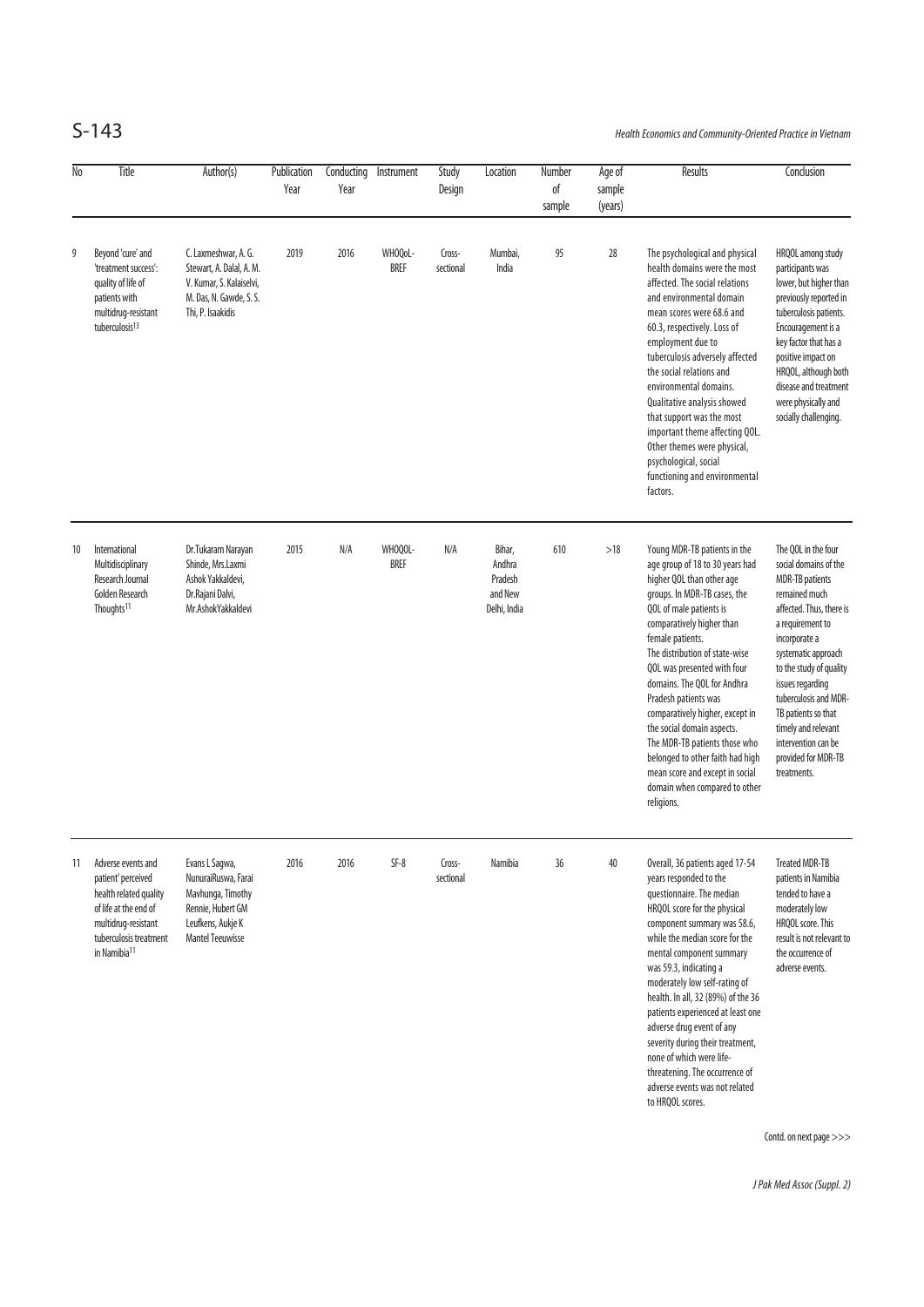| No | Title | Author(s) | Publication Year | Conducting Year | Instrument | Study Design | Location | Number of sample | Age of sample (years) | Results | Conclusion |
|---|---|---|---|---|---|---|---|---|---|---|---|
| 9 | Beyond 'cure' and 'treatment success': quality of life of patients with multidrug-resistant tuberculosis[13] | C. Laxmeshwar, A. G. Stewart, A. Dalal, A. M. V. Kumar, S. Kalaiselvi, M. Das, N. Gawde, S. S. Thi, P. Isaakidis | 2019 | 2016 | WHOQoL-BREF | Cross-sectional | Mumbai, India | 95 | 28 | The psychological and physical health domains were the most affected. The social relations and environmental domain mean scores were 68.6 and 60.3, respectively. Loss of employment due to tuberculosis adversely affected the social relations and environmental domains. Qualitative analysis showed that support was the most important theme affecting QOL. Other themes were physical, psychological, social functioning and environmental factors. | HRQOL among study participants was lower, but higher than previously reported in tuberculosis patients. Encouragement is a key factor that has a positive impact on HRQOL, although both disease and treatment were physically and socially challenging. |
| 10 | International Multidisciplinary Research Journal Golden Research Thoughts[11] | Dr.Tukaram Narayan Shinde, Mrs.Laxmi Ashok Yakkaldevi, Dr.Rajani Dalvi, Mr.AshokYakkaldevi | 2015 | N/A | WHOQOL-BREF | N/A | Bihar, Andhra Pradesh and New Delhi, India | 610 | >18 | Young MDR-TB patients in the age group of 18 to 30 years had higher QOL than other age groups. In MDR-TB cases, the QOL of male patients is comparatively higher than female patients.<br>The distribution of state-wise QOL was presented with four domains. The QOL for Andhra Pradesh patients was comparatively higher, except in the social domain aspects.<br>The MDR-TB patients those who belonged to other faith had high mean score and except in social domain when compared to other religions. | The QOL in the four social domains of the MDR-TB patients remained much affected. Thus, there is a requirement to incorporate a systematic approach to the study of quality issues regarding tuberculosis and MDR-TB patients so that timely and relevant intervention can be provided for MDR-TB treatments. |
| 11 | Adverse events and patient' perceived health related quality of life at the end of multidrug-resistant tuberculosis treatment in Namibia[11] | Evans L Sagwa, NunuraiRuswa, Farai Mavhunga, Timothy Rennie, Hubert GM Leufkens, Aukje K Mantel Teeuwisse | 2016 | 2016 | SF-8 | Cross-sectional | Namibia | 36 | 40 | Overall, 36 patients aged 17-54 years responded to the questionnaire. The median HRQOL score for the physical component summary was 58.6, while the median score for the mental component summary was 59.3, indicating a moderately low self-rating of health. In all, 32 (89%) of the 36 patients experienced at least one adverse drug event of any severity during their treatment, none of which were life-threatening. The occurrence of adverse events was not related to HRQOL scores. | Treated MDR-TB patients in Namibia tended to have a moderately low HRQOL score. This result is not relevant to the occurrence of adverse events. |

Contd. on next page >>>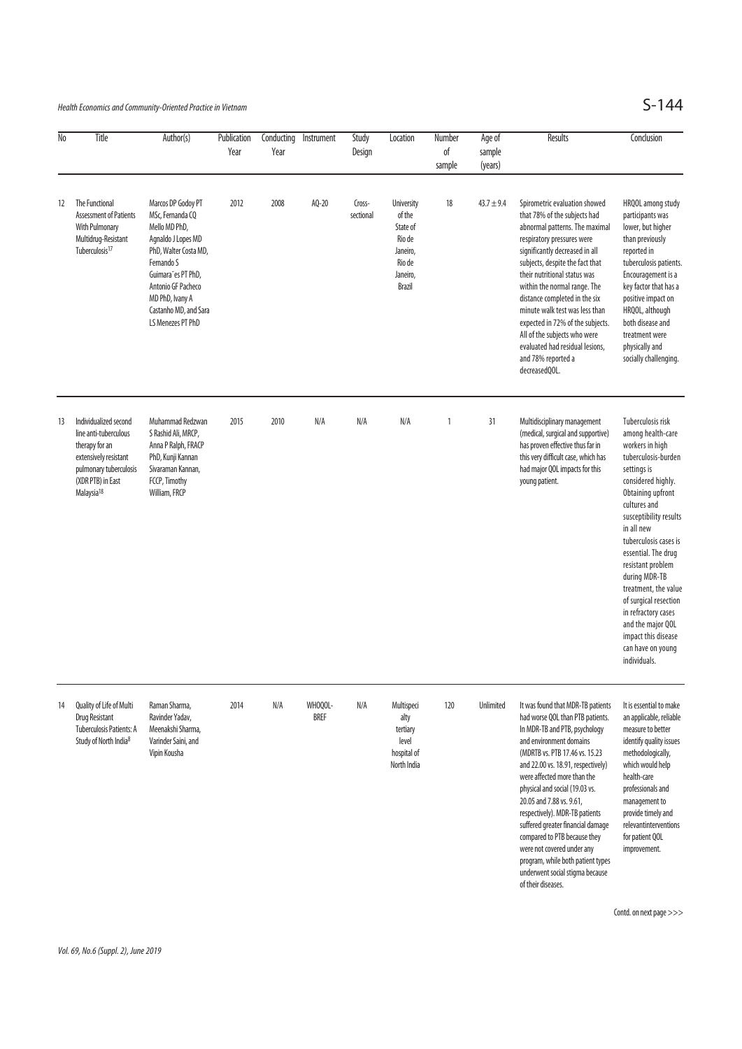| No | Title | Author(s) | Publication Year | Conducting Year | Instrument | Study Design | Location | Number of sample | Age of sample (years) | Results | Conclusion |
|---|---|---|---|---|---|---|---|---|---|---|---|
| 12 | The Functional Assessment of Patients With Pulmonary Multidrug-Resistant Tuberculosis[17] | Marcos DP Godoy PT MSc, Fernanda CQ Mello MD PhD, Agnaldo J Lopes MD PhD, Walter Costa MD, Fernando S Guimara˜es PT PhD, Antonio GF Pacheco MD PhD, Ivany A Castanho MD, and Sara LS Menezes PT PhD | 2012 | 2008 | AQ-20 | Cross-sectional | University of the State of Rio de Janeiro, Rio de Janeiro, Brazil | 18 | 43.7 ± 9.4 | Spirometric evaluation showed that 78% of the subjects had abnormal patterns. The maximal respiratory pressures were significantly decreased in all subjects, despite the fact that their nutritional status was within the normal range. The distance completed in the six minute walk test was less than expected in 72% of the subjects. All of the subjects who were evaluated had residual lesions, and 78% reported a decreasedQOL. | HRQOL among study participants was lower, but higher than previously reported in tuberculosis patients. Encouragement is a key factor that has a positive impact on HRQOL, although both disease and treatment were physically and socially challenging. |
| 13 | Individualized second line anti-tuberculous therapy for an extensively resistant pulmonary tuberculosis (XDR PTB) in East Malaysia[18] | Muhammad Redzwan S Rashid Ali, MRCP, Anna P Ralph, FRACP PhD, Kunji Kannan Sivaraman Kannan, FCCP, Timothy William, FRCP | 2015 | 2010 | N/A | N/A | N/A | 1 | 31 | Multidisciplinary management (medical, surgical and supportive) has proven effective thus far in this very difficult case, which has had major QOL impacts for this young patient. | Tuberculosis risk among health-care workers in high tuberculosis-burden settings is considered highly. Obtaining upfront cultures and susceptibility results in all new tuberculosis cases is essential. The drug resistant problem during MDR-TB treatment, the value of surgical resection in refractory cases and the major QOL impact this disease can have on young individuals. |
| 14 | Quality of Life of Multi Drug Resistant Tuberculosis Patients: A Study of North India[8] | Raman Sharma, Ravinder Yadav, Meenakshi Sharma, Varinder Saini, and Vipin Kousha | 2014 | N/A | WHOQOL-BREF | N/A | Multispeci alty tertiary level hospital of North India | 120 | Unlimited | It was found that MDR-TB patients had worse QOL than PTB patients. In MDR-TB and PTB, psychology and environment domains (MDRTB vs. PTB 17.46 vs. 15.23 and 22.00 vs. 18.91, respectively) were affected more than the physical and social (19.03 vs. 20.05 and 7.88 vs. 9.61, respectively). MDR-TB patients suffered greater financial damage compared to PTB because they were not covered under any program, while both patient types underwent social stigma because of their diseases. | It is essential to make an applicable, reliable measure to better identify quality issues methodologically, which would help health-care professionals and management to provide timely and relevantinterventions for patient QOL improvement. |

Contd. on next page >>>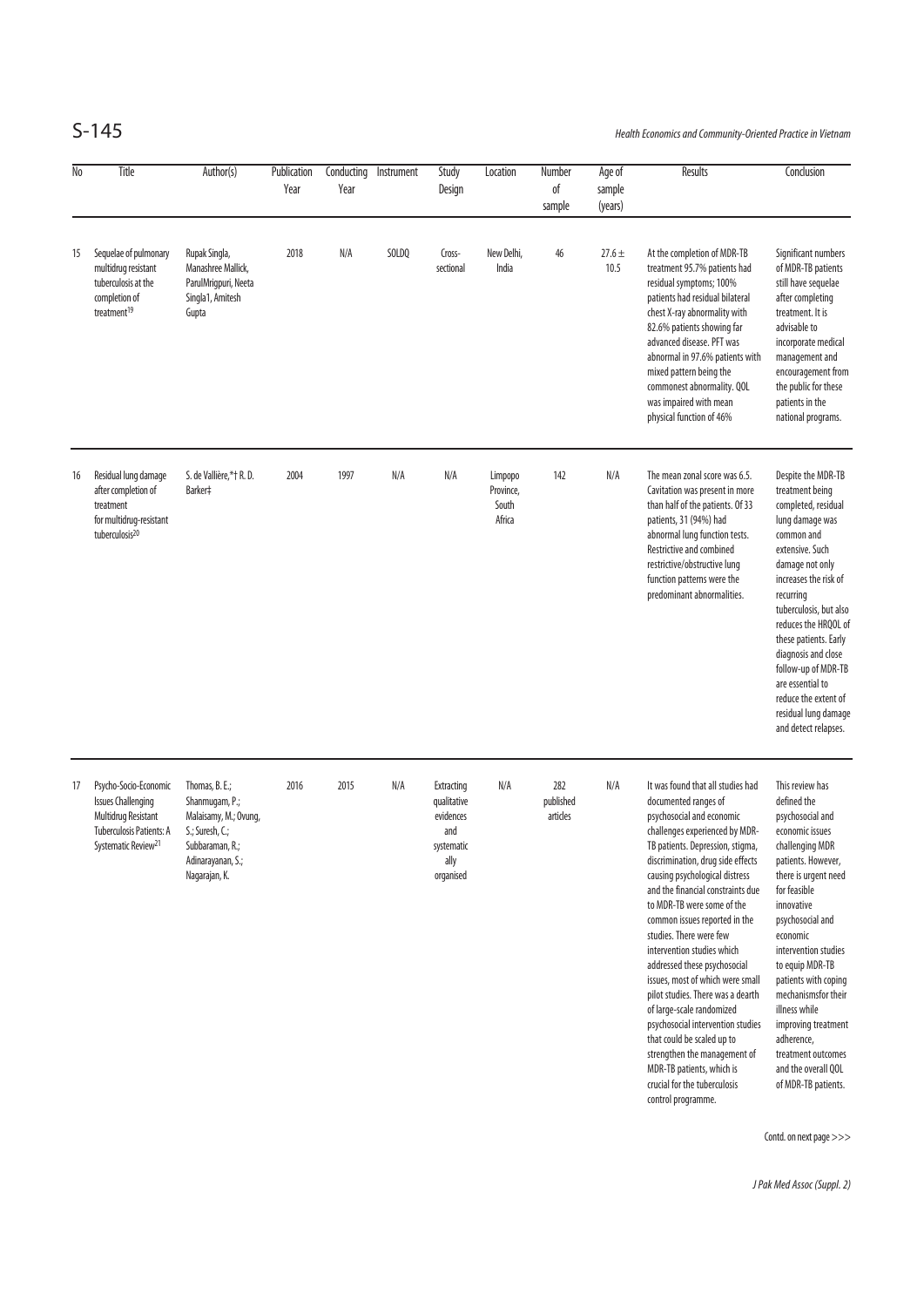| No | Title | Author(s) | Publication Year | Conducting Year | Instrument | Study Design | Location | Number of sample | Age of sample (years) | Results | Conclusion |
|---|---|---|---|---|---|---|---|---|---|---|---|
| 15 | Sequelae of pulmonary multidrug resistant tuberculosis at the completion of treatment[19] | Rupak Singla, Manashree Mallick, ParulMrigpuri, Neeta Singla1, Amitesh Gupta | 2018 | N/A | SOLDQ | Cross-sectional | New Delhi, India | 46 | 27.6 ± 10.5 | At the completion of MDR-TB treatment 95.7% patients had residual symptoms; 100% patients had residual bilateral chest X-ray abnormality with 82.6% patients showing far advanced disease. PFT was abnormal in 97.6% patients with mixed pattern being the commonest abnormality. QOL was impaired with mean physical function of 46% | Significant numbers of MDR-TB patients still have sequelae after completing treatment. It is advisable to incorporate medical management and encouragement from the public for these patients in the national programs. |
| 16 | Residual lung damage after completion of treatment for multidrug-resistant tuberculosis[20] | S. de Vallière,*† R. D. Barker‡ | 2004 | 1997 | N/A | N/A | Limpopo Province, South Africa | 142 | N/A | The mean zonal score was 6.5. Cavitation was present in more than half of the patients. Of 33 patients, 31 (94%) had abnormal lung function tests. Restrictive and combined restrictive/obstructive lung function patterns were the predominant abnormalities. | Despite the MDR-TB treatment being completed, residual lung damage was common and extensive. Such damage not only increases the risk of recurring tuberculosis, but also reduces the HRQOL of these patients. Early diagnosis and close follow-up of MDR-TB are essential to reduce the extent of residual lung damage and detect relapses. |
| 17 | Psycho-Socio-Economic Issues Challenging Multidrug Resistant Tuberculosis Patients: A Systematic Review[21] | Thomas, B. E.; Shanmugam, P.; Malaisamy, M.; Ovung, S.; Suresh, C.; Subbaraman, R.; Adinarayanan, S.; Nagarajan, K. | 2016 | 2015 | N/A | Extracting qualitative evidences and systematically organised | N/A | 282 published articles | N/A | It was found that all studies had documented ranges of psychosocial and economic challenges experienced by MDR-TB patients. Depression, stigma, discrimination, drug side effects causing psychological distress and the financial constraints due to MDR-TB were some of the common issues reported in the studies. There were few intervention studies which addressed these psychosocial issues, most of which were small pilot studies. There was a dearth of large-scale randomized psychosocial intervention studies that could be scaled up to strengthen the management of MDR-TB patients, which is crucial for the tuberculosis control programme. | This review has defined the psychosocial and economic issues challenging MDR patients. However, there is urgent need for feasible innovative psychosocial and economic intervention studies to equip MDR-TB patients with coping mechanismsfor their illness while improving treatment adherence, treatment outcomes and the overall QOL of MDR-TB patients. |

Contd. on next page >>>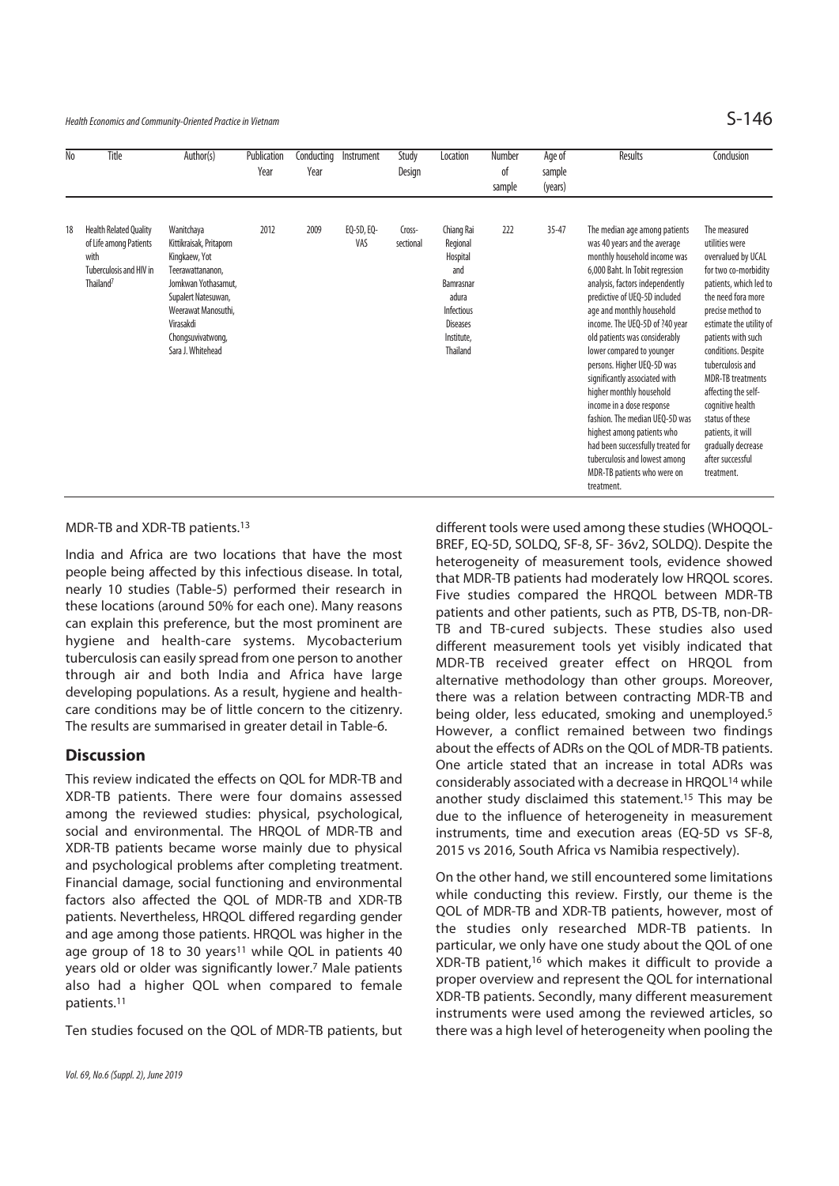| No | Title | Author(s) | Publication Year | Conducting Year | Instrument | Study Design | Location | Number of sample | Age of sample (years) | Results | Conclusion |
|---|---|---|---|---|---|---|---|---|---|---|---|
| 18 | Health Related Quality of Life among Patients with Tuberculosis and HIV in Thailand[7] | Wanitchaya Kittikraisak, Pritaporn Kingkaew, Yot Teerawattananon, Jomkwan Yothasamut, Supalert Natesuwan, Weerawat Manosuthi, Virasakdi Chongsuvivatwong, Sara J. Whitehead | 2012 | 2009 | EQ-5D, EQ-VAS | Cross-sectional | Chiang Rai Regional Hospital and Bamrasnaradura Infectious Diseases Institute, Thailand | 222 | 35-47 | The median age among patients was 40 years and the average monthly household income was 6,000 Baht. In Tobit regression analysis, factors independently predictive of UEQ-5D included age and monthly household income. The UEQ-5D of ?40 year old patients was considerably lower compared to younger persons. Higher UEQ-5D was significantly associated with higher monthly household income in a dose response fashion. The median UEQ-5D was highest among patients who had been successfully treated for tuberculosis and lowest among MDR-TB patients who were on treatment. | The measured utilities were overvalued by UCAL for two co-morbidity patients, which led to the need fora more precise method to estimate the utility of patients with such conditions. Despite tuberculosis and MDR-TB treatments affecting the self-cognitive health status of these patients, it will gradually decrease after successful treatment. |

MDR-TB and XDR-TB patients.[13]

India and Africa are two locations that have the most people being affected by this infectious disease. In total, nearly 10 studies (Table-5) performed their research in these locations (around 50% for each one). Many reasons can explain this preference, but the most prominent are hygiene and health-care systems. Mycobacterium tuberculosis can easily spread from one person to another through air and both India and Africa have large developing populations. As a result, hygiene and health-care conditions may be of little concern to the citizenry. The results are summarised in greater detail in Table-6.

## Discussion

This review indicated the effects on QOL for MDR-TB and XDR-TB patients. There were four domains assessed among the reviewed studies: physical, psychological, social and environmental. The HRQOL of MDR-TB and XDR-TB patients became worse mainly due to physical and psychological problems after completing treatment. Financial damage, social functioning and environmental factors also affected the QOL of MDR-TB and XDR-TB patients. Nevertheless, HRQOL differed regarding gender and age among those patients. HRQOL was higher in the age group of 18 to 30 years[11] while QOL in patients 40 years old or older was significantly lower.[7] Male patients also had a higher QOL when compared to female patients.[11]

Ten studies focused on the QOL of MDR-TB patients, but different tools were used among these studies (WHOQOL-BREF, EQ-5D, SOLDQ, SF-8, SF- 36v2, SOLDQ). Despite the heterogeneity of measurement tools, evidence showed that MDR-TB patients had moderately low HRQOL scores. Five studies compared the HRQOL between MDR-TB patients and other patients, such as PTB, DS-TB, non-DR-TB and TB-cured subjects. These studies also used different measurement tools yet visibly indicated that MDR-TB received greater effect on HRQOL from alternative methodology than other groups. Moreover, there was a relation between contracting MDR-TB and being older, less educated, smoking and unemployed.[5] However, a conflict remained between two findings about the effects of ADRs on the QOL of MDR-TB patients. One article stated that an increase in total ADRs was considerably associated with a decrease in HRQOL[14] while another study disclaimed this statement.[15] This may be due to the influence of heterogeneity in measurement instruments, time and execution areas (EQ-5D vs SF-8, 2015 vs 2016, South Africa vs Namibia respectively).

On the other hand, we still encountered some limitations while conducting this review. Firstly, our theme is the QOL of MDR-TB and XDR-TB patients, however, most of the studies only researched MDR-TB patients. In particular, we only have one study about the QOL of one XDR-TB patient,[16] which makes it difficult to provide a proper overview and represent the QOL for international XDR-TB patients. Secondly, many different measurement instruments were used among the reviewed articles, so there was a high level of heterogeneity when pooling the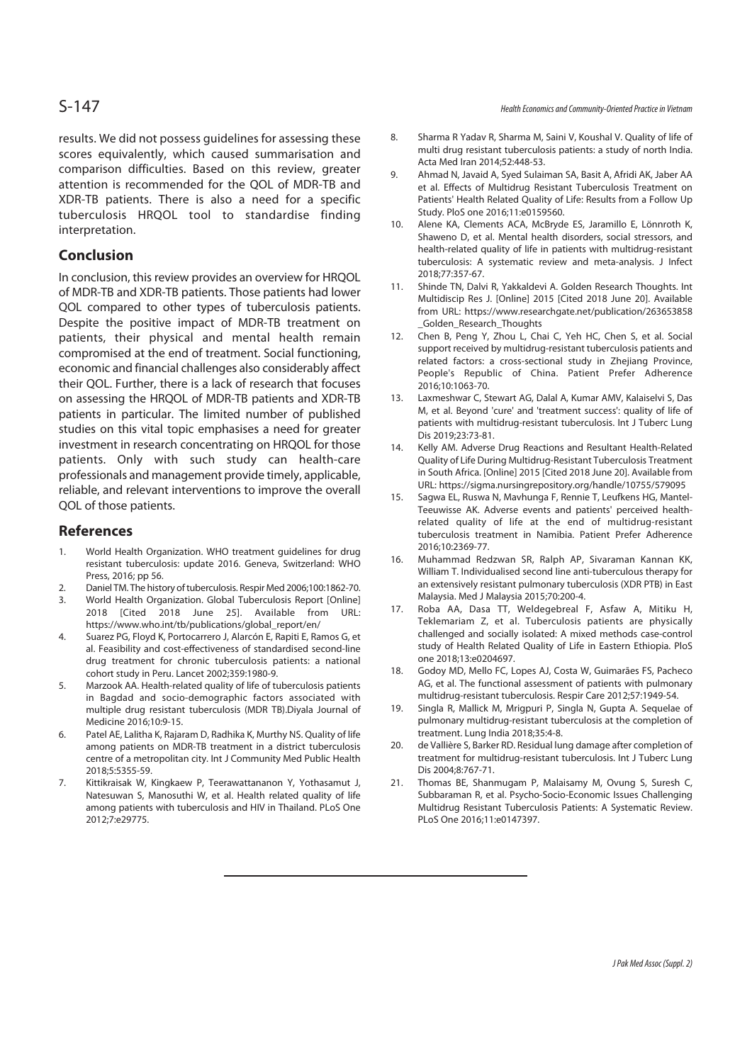results. We did not possess guidelines for assessing these scores equivalently, which caused summarisation and comparison difficulties. Based on this review, greater attention is recommended for the QOL of MDR-TB and XDR-TB patients. There is also a need for a specific tuberculosis HRQOL tool to standardise finding interpretation.

## Conclusion

In conclusion, this review provides an overview for HRQOL of MDR-TB and XDR-TB patients. Those patients had lower QOL compared to other types of tuberculosis patients. Despite the positive impact of MDR-TB treatment on patients, their physical and mental health remain compromised at the end of treatment. Social functioning, economic and financial challenges also considerably affect their QOL. Further, there is a lack of research that focuses on assessing the HRQOL of MDR-TB patients and XDR-TB patients in particular. The limited number of published studies on this vital topic emphasises a need for greater investment in research concentrating on HRQOL for those patients. Only with such study can health-care professionals and management provide timely, applicable, reliable, and relevant interventions to improve the overall QOL of those patients.

## References

1. World Health Organization. WHO treatment guidelines for drug resistant tuberculosis: update 2016. Geneva, Switzerland: WHO Press, 2016; pp 56.
2. Daniel TM. The history of tuberculosis. Respir Med 2006;100:1862-70.
3. World Health Organization. Global Tuberculosis Report [Online] 2018 [Cited 2018 June 25]. Available from URL: https://www.who.int/tb/publications/global_report/en/
4. Suarez PG, Floyd K, Portocarrero J, Alarcón E, Rapiti E, Ramos G, et al. Feasibility and cost-effectiveness of standardised second-line drug treatment for chronic tuberculosis patients: a national cohort study in Peru. Lancet 2002;359:1980-9.
5. Marzook AA. Health-related quality of life of tuberculosis patients in Bagdad and socio-demographic factors associated with multiple drug resistant tuberculosis (MDR TB).Diyala Journal of Medicine 2016;10:9-15.
6. Patel AE, Lalitha K, Rajaram D, Radhika K, Murthy NS. Quality of life among patients on MDR-TB treatment in a district tuberculosis centre of a metropolitan city. Int J Community Med Public Health 2018;5:5355-59.
7. Kittikraisak W, Kingkaew P, Teerawattananon Y, Yothasamut J, Natesuwan S, Manosuthi W, et al. Health related quality of life among patients with tuberculosis and HIV in Thailand. PLoS One 2012;7:e29775.
8. Sharma R Yadav R, Sharma M, Saini V, Koushal V. Quality of life of multi drug resistant tuberculosis patients: a study of north India. Acta Med Iran 2014;52:448-53.
9. Ahmad N, Javaid A, Syed Sulaiman SA, Basit A, Afridi AK, Jaber AA et al. Effects of Multidrug Resistant Tuberculosis Treatment on Patients' Health Related Quality of Life: Results from a Follow Up Study. PloS one 2016;11:e0159560.
10. Alene KA, Clements ACA, McBryde ES, Jaramillo E, Lönnroth K, Shaweno D, et al. Mental health disorders, social stressors, and health-related quality of life in patients with multidrug-resistant tuberculosis: A systematic review and meta-analysis. J Infect 2018;77:357-67.
11. Shinde TN, Dalvi R, Yakkaldevi A. Golden Research Thoughts. Int Multidiscip Res J. [Online] 2015 [Cited 2018 June 20]. Available from URL: https://www.researchgate.net/publication/263653858_Golden_Research_Thoughts
12. Chen B, Peng Y, Zhou L, Chai C, Yeh HC, Chen S, et al. Social support received by multidrug-resistant tuberculosis patients and related factors: a cross-sectional study in Zhejiang Province, People's Republic of China. Patient Prefer Adherence 2016;10:1063-70.
13. Laxmeshwar C, Stewart AG, Dalal A, Kumar AMV, Kalaiselvi S, Das M, et al. Beyond 'cure' and 'treatment success': quality of life of patients with multidrug-resistant tuberculosis. Int J Tuberc Lung Dis 2019;23:73-81.
14. Kelly AM. Adverse Drug Reactions and Resultant Health-Related Quality of Life During Multidrug-Resistant Tuberculosis Treatment in South Africa. [Online] 2015 [Cited 2018 June 20]. Available from URL: https://sigma.nursingrepository.org/handle/10755/579095
15. Sagwa EL, Ruswa N, Mavhunga F, Rennie T, Leufkens HG, Mantel-Teeuwisse AK. Adverse events and patients' perceived health-related quality of life at the end of multidrug-resistant tuberculosis treatment in Namibia. Patient Prefer Adherence 2016;10:2369-77.
16. Muhammad Redzwan SR, Ralph AP, Sivaraman Kannan KK, William T. Individualised second line anti-tuberculous therapy for an extensively resistant pulmonary tuberculosis (XDR PTB) in East Malaysia. Med J Malaysia 2015;70:200-4.
17. Roba AA, Dasa TT, Weldegebreal F, Asfaw A, Mitiku H, Teklemariam Z, et al. Tuberculosis patients are physically challenged and socially isolated: A mixed methods case-control study of Health Related Quality of Life in Eastern Ethiopia. PloS one 2018;13:e0204697.
18. Godoy MD, Mello FC, Lopes AJ, Costa W, Guimarães FS, Pacheco AG, et al. The functional assessment of patients with pulmonary multidrug-resistant tuberculosis. Respir Care 2012;57:1949-54.
19. Singla R, Mallick M, Mrigpuri P, Singla N, Gupta A. Sequelae of pulmonary multidrug-resistant tuberculosis at the completion of treatment. Lung India 2018;35:4-8.
20. de Vallière S, Barker RD. Residual lung damage after completion of treatment for multidrug-resistant tuberculosis. Int J Tuberc Lung Dis 2004;8:767-71.
21. Thomas BE, Shanmugam P, Malaisamy M, Ovung S, Suresh C, Subbaraman R, et al. Psycho-Socio-Economic Issues Challenging Multidrug Resistant Tuberculosis Patients: A Systematic Review. PLoS One 2016;11:e0147397.